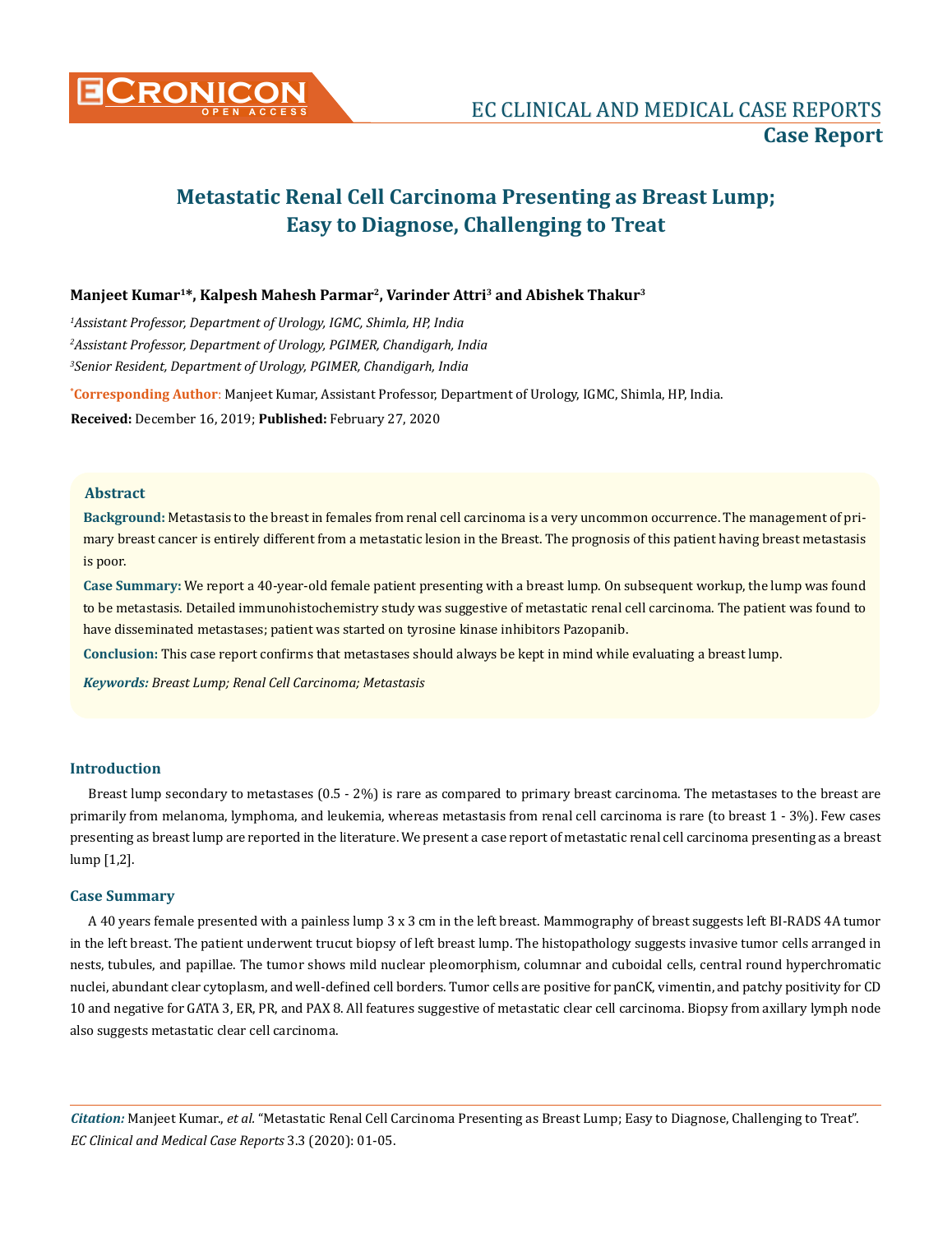# Metastatic Renal Cell Carcinoma Presenting as Breast Lump; Easy to Diagnose, Challenging to Treat

**Manjeet Kumar[1]*, Kalpesh Mahesh Parmar[2], Varinder Attri[3] and Abishek Thakur[3]**

*[1]Assistant Professor, Department of Urology, IGMC, Shimla, HP, India*

*[2]Assistant Professor, Department of Urology, PGIMER, Chandigarh, India*

*[3]Senior Resident, Department of Urology, PGIMER, Chandigarh, India*

***Corresponding Author**: Manjeet Kumar, Assistant Professor, Department of Urology, IGMC, Shimla, HP, India.

**Received:** December 16, 2019; **Published:** February 27, 2020

## Abstract

**Background:** Metastasis to the breast in females from renal cell carcinoma is a very uncommon occurrence. The management of primary breast cancer is entirely different from a metastatic lesion in the Breast. The prognosis of this patient having breast metastasis is poor.

**Case Summary:** We report a 40-year-old female patient presenting with a breast lump. On subsequent workup, the lump was found to be metastasis. Detailed immunohistochemistry study was suggestive of metastatic renal cell carcinoma. The patient was found to have disseminated metastases; patient was started on tyrosine kinase inhibitors Pazopanib.

**Conclusion:** This case report confirms that metastases should always be kept in mind while evaluating a breast lump.

***Keywords:*** *Breast Lump; Renal Cell Carcinoma; Metastasis*

## Introduction

Breast lump secondary to metastases (0.5 - 2%) is rare as compared to primary breast carcinoma. The metastases to the breast are primarily from melanoma, lymphoma, and leukemia, whereas metastasis from renal cell carcinoma is rare (to breast 1 - 3%). Few cases presenting as breast lump are reported in the literature. We present a case report of metastatic renal cell carcinoma presenting as a breast lump [1,2].

## Case Summary

A 40 years female presented with a painless lump 3 x 3 cm in the left breast. Mammography of breast suggests left BI-RADS 4A tumor in the left breast. The patient underwent trucut biopsy of left breast lump. The histopathology suggests invasive tumor cells arranged in nests, tubules, and papillae. The tumor shows mild nuclear pleomorphism, columnar and cuboidal cells, central round hyperchromatic nuclei, abundant clear cytoplasm, and well-defined cell borders. Tumor cells are positive for panCK, vimentin, and patchy positivity for CD 10 and negative for GATA 3, ER, PR, and PAX 8. All features suggestive of metastatic clear cell carcinoma. Biopsy from axillary lymph node also suggests metastatic clear cell carcinoma.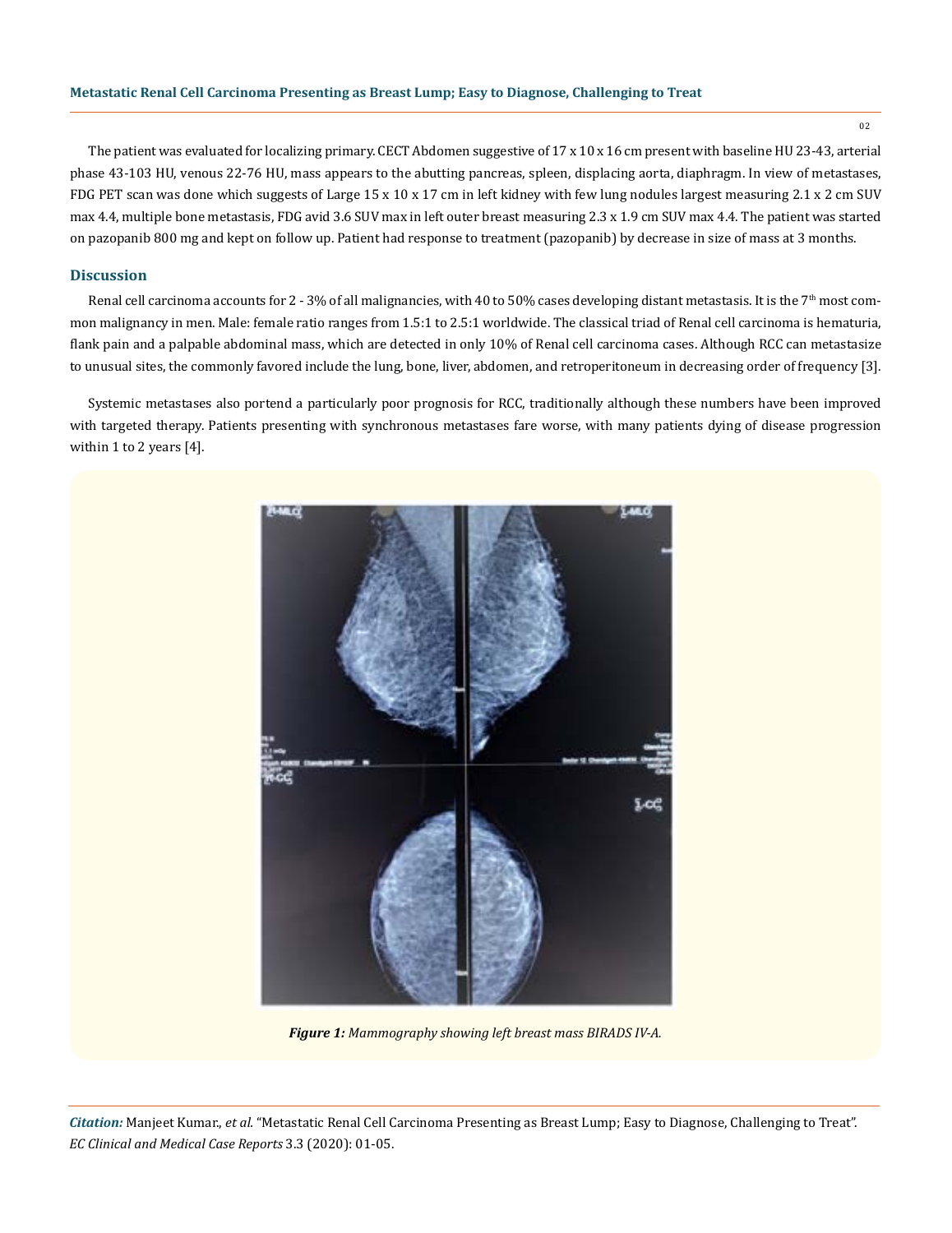The patient was evaluated for localizing primary. CECT Abdomen suggestive of 17 x 10 x 16 cm present with baseline HU 23-43, arterial phase 43-103 HU, venous 22-76 HU, mass appears to the abutting pancreas, spleen, displacing aorta, diaphragm. In view of metastases, FDG PET scan was done which suggests of Large 15 x 10 x 17 cm in left kidney with few lung nodules largest measuring 2.1 x 2 cm SUV max 4.4, multiple bone metastasis, FDG avid 3.6 SUV max in left outer breast measuring 2.3 x 1.9 cm SUV max 4.4. The patient was started on pazopanib 800 mg and kept on follow up. Patient had response to treatment (pazopanib) by decrease in size of mass at 3 months.

## Discussion

Renal cell carcinoma accounts for 2 - 3% of all malignancies, with 40 to 50% cases developing distant metastasis. It is the 7th most common malignancy in men. Male: female ratio ranges from 1.5:1 to 2.5:1 worldwide. The classical triad of Renal cell carcinoma is hematuria, flank pain and a palpable abdominal mass, which are detected in only 10% of Renal cell carcinoma cases. Although RCC can metastasize to unusual sites, the commonly favored include the lung, bone, liver, abdomen, and retroperitoneum in decreasing order of frequency [3].

Systemic metastases also portend a particularly poor prognosis for RCC, traditionally although these numbers have been improved with targeted therapy. Patients presenting with synchronous metastases fare worse, with many patients dying of disease progression within 1 to 2 years [4].

***Figure 1:*** *Mammography showing left breast mass BIRADS IV-A.*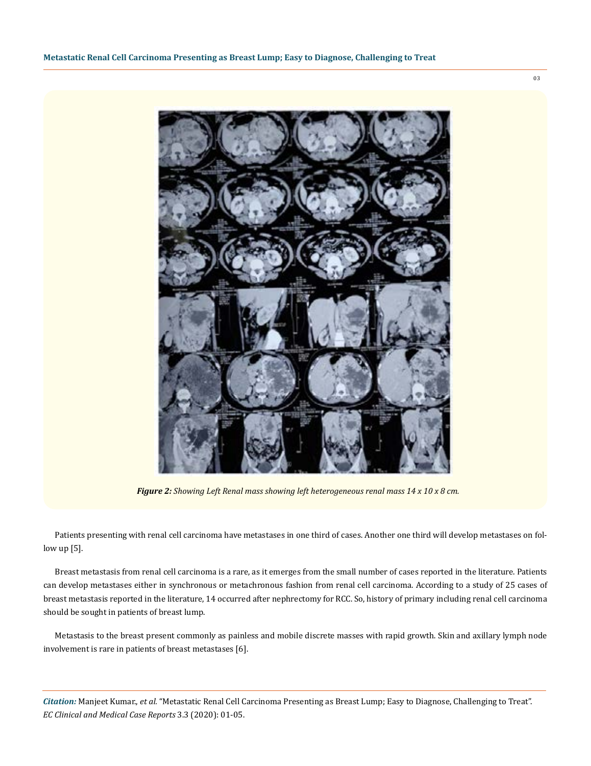*Figure 2: Showing Left Renal mass showing left heterogeneous renal mass 14 x 10 x 8 cm.*

Patients presenting with renal cell carcinoma have metastases in one third of cases. Another one third will develop metastases on follow up [5].

Breast metastasis from renal cell carcinoma is a rare, as it emerges from the small number of cases reported in the literature. Patients can develop metastases either in synchronous or metachronous fashion from renal cell carcinoma. According to a study of 25 cases of breast metastasis reported in the literature, 14 occurred after nephrectomy for RCC. So, history of primary including renal cell carcinoma should be sought in patients of breast lump.

Metastasis to the breast present commonly as painless and mobile discrete masses with rapid growth. Skin and axillary lymph node involvement is rare in patients of breast metastases [6].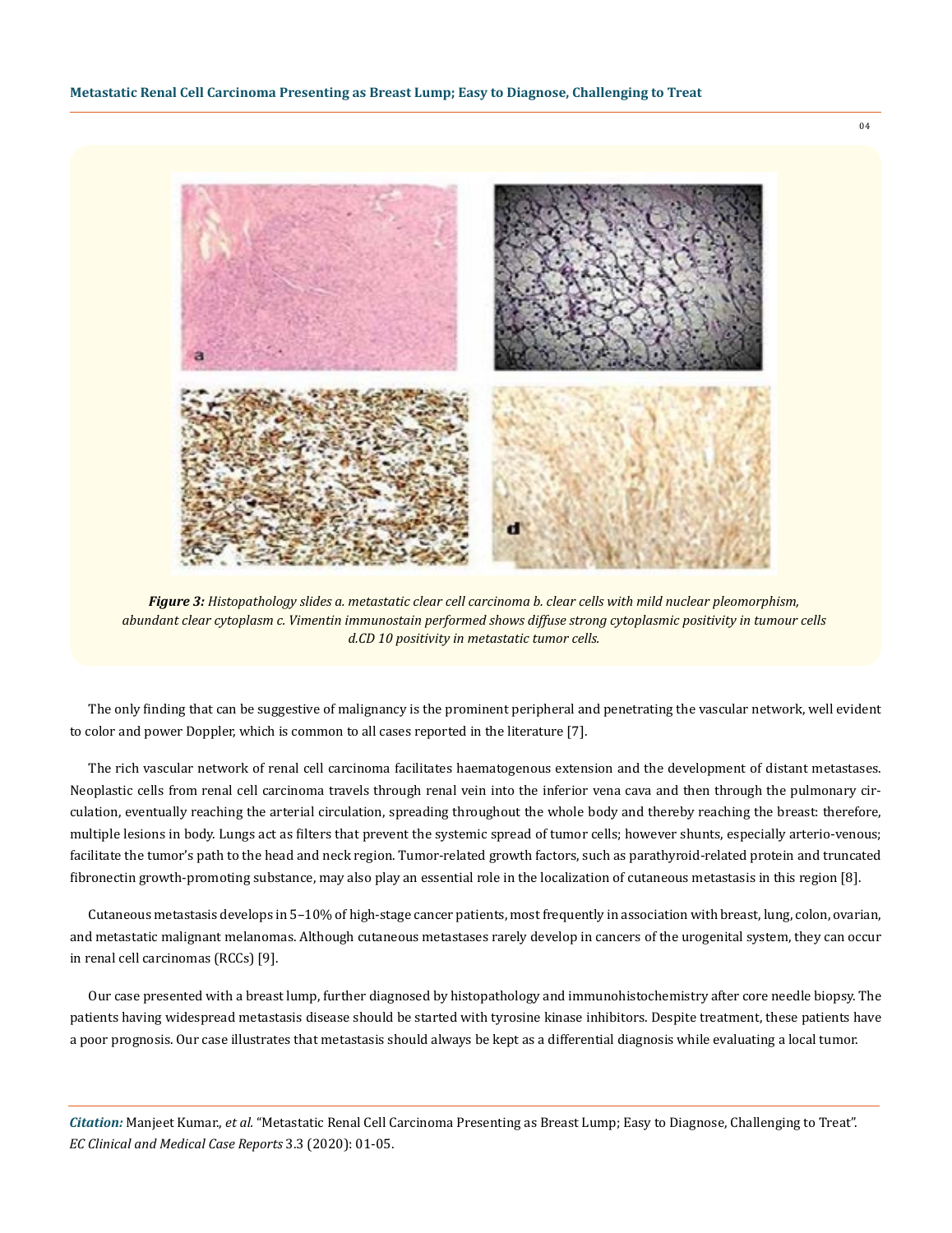*Figure 3: Histopathology slides a. metastatic clear cell carcinoma b. clear cells with mild nuclear pleomorphism, abundant clear cytoplasm c. Vimentin immunostain performed shows diffuse strong cytoplasmic positivity in tumour cells d.CD 10 positivity in metastatic tumor cells.*

The only finding that can be suggestive of malignancy is the prominent peripheral and penetrating the vascular network, well evident to color and power Doppler, which is common to all cases reported in the literature [7].

The rich vascular network of renal cell carcinoma facilitates haematogenous extension and the development of distant metastases. Neoplastic cells from renal cell carcinoma travels through renal vein into the inferior vena cava and then through the pulmonary circulation, eventually reaching the arterial circulation, spreading throughout the whole body and thereby reaching the breast: therefore, multiple lesions in body. Lungs act as filters that prevent the systemic spread of tumor cells; however shunts, especially arterio-venous; facilitate the tumor's path to the head and neck region. Tumor-related growth factors, such as parathyroid-related protein and truncated fibronectin growth-promoting substance, may also play an essential role in the localization of cutaneous metastasis in this region [8].

Cutaneous metastasis develops in 5–10% of high-stage cancer patients, most frequently in association with breast, lung, colon, ovarian, and metastatic malignant melanomas. Although cutaneous metastases rarely develop in cancers of the urogenital system, they can occur in renal cell carcinomas (RCCs) [9].

Our case presented with a breast lump, further diagnosed by histopathology and immunohistochemistry after core needle biopsy. The patients having widespread metastasis disease should be started with tyrosine kinase inhibitors. Despite treatment, these patients have a poor prognosis. Our case illustrates that metastasis should always be kept as a differential diagnosis while evaluating a local tumor.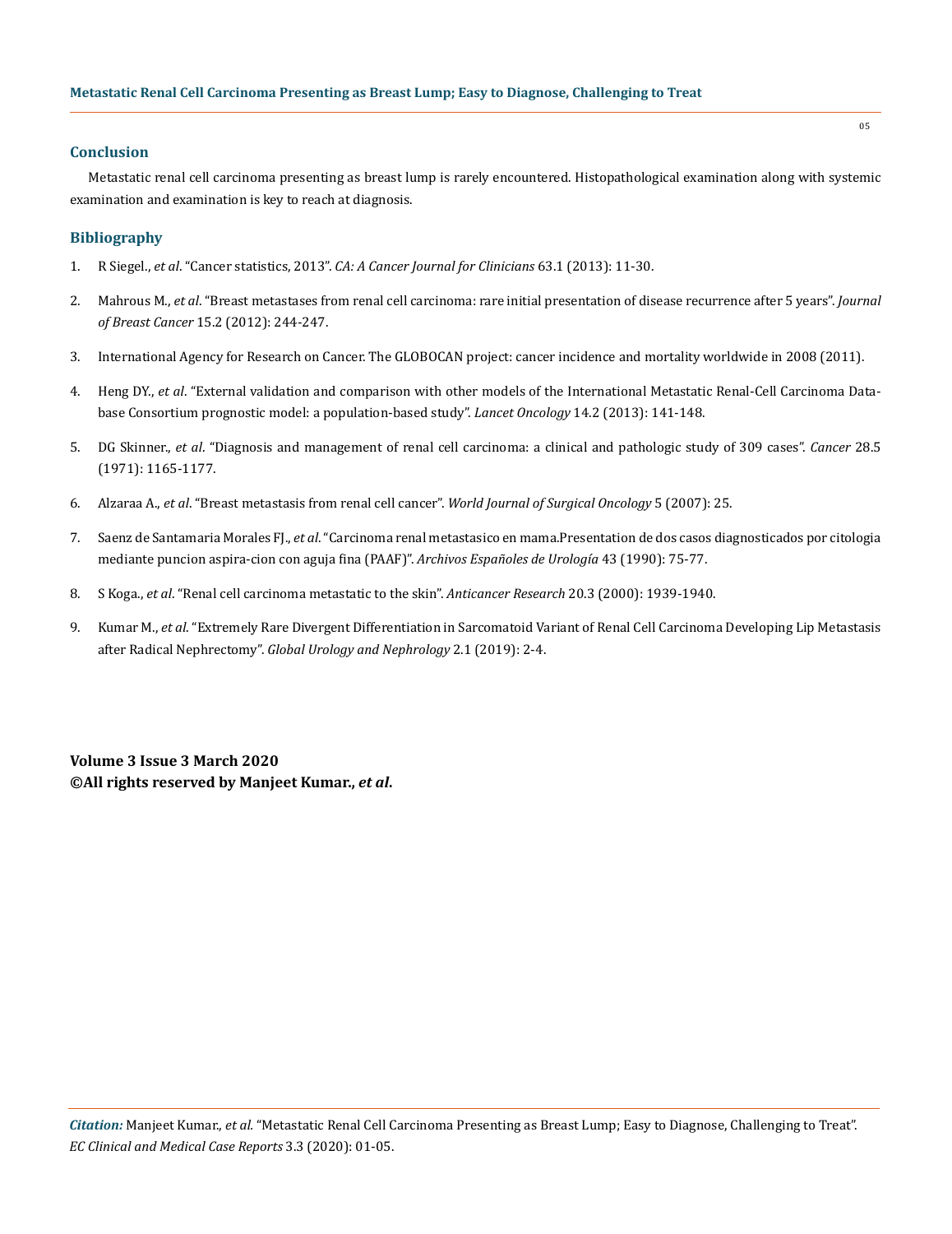## Conclusion

Metastatic renal cell carcinoma presenting as breast lump is rarely encountered. Histopathological examination along with systemic examination and examination is key to reach at diagnosis.

## Bibliography

1. R Siegel., *et al*. "Cancer statistics, 2013". *CA: A Cancer Journal for Clinicians* 63.1 (2013): 11-30.
2. Mahrous M., *et al*. "Breast metastases from renal cell carcinoma: rare initial presentation of disease recurrence after 5 years". *Journal of Breast Cancer* 15.2 (2012): 244-247.
3. International Agency for Research on Cancer. The GLOBOCAN project: cancer incidence and mortality worldwide in 2008 (2011).
4. Heng DY., *et al*. "External validation and comparison with other models of the International Metastatic Renal-Cell Carcinoma Database Consortium prognostic model: a population-based study". *Lancet Oncology* 14.2 (2013): 141-148.
5. DG Skinner., *et al*. "Diagnosis and management of renal cell carcinoma: a clinical and pathologic study of 309 cases". *Cancer* 28.5 (1971): 1165-1177.
6. Alzaraa A., *et al*. "Breast metastasis from renal cell cancer". *World Journal of Surgical Oncology* 5 (2007): 25.
7. Saenz de Santamaria Morales FJ., *et al*. "Carcinoma renal metastasico en mama.Presentation de dos casos diagnosticados por citologia mediante puncion aspira-cion con aguja fina (PAAF)". *Archivos Españoles de Urología* 43 (1990): 75-77.
8. S Koga., *et al*. "Renal cell carcinoma metastatic to the skin". *Anticancer Research* 20.3 (2000): 1939-1940.
9. Kumar M., *et al*. "Extremely Rare Divergent Differentiation in Sarcomatoid Variant of Renal Cell Carcinoma Developing Lip Metastasis after Radical Nephrectomy". *Global Urology and Nephrology* 2.1 (2019): 2-4.

**Volume 3 Issue 3 March 2020**
**©All rights reserved by Manjeet Kumar., *et al*.**